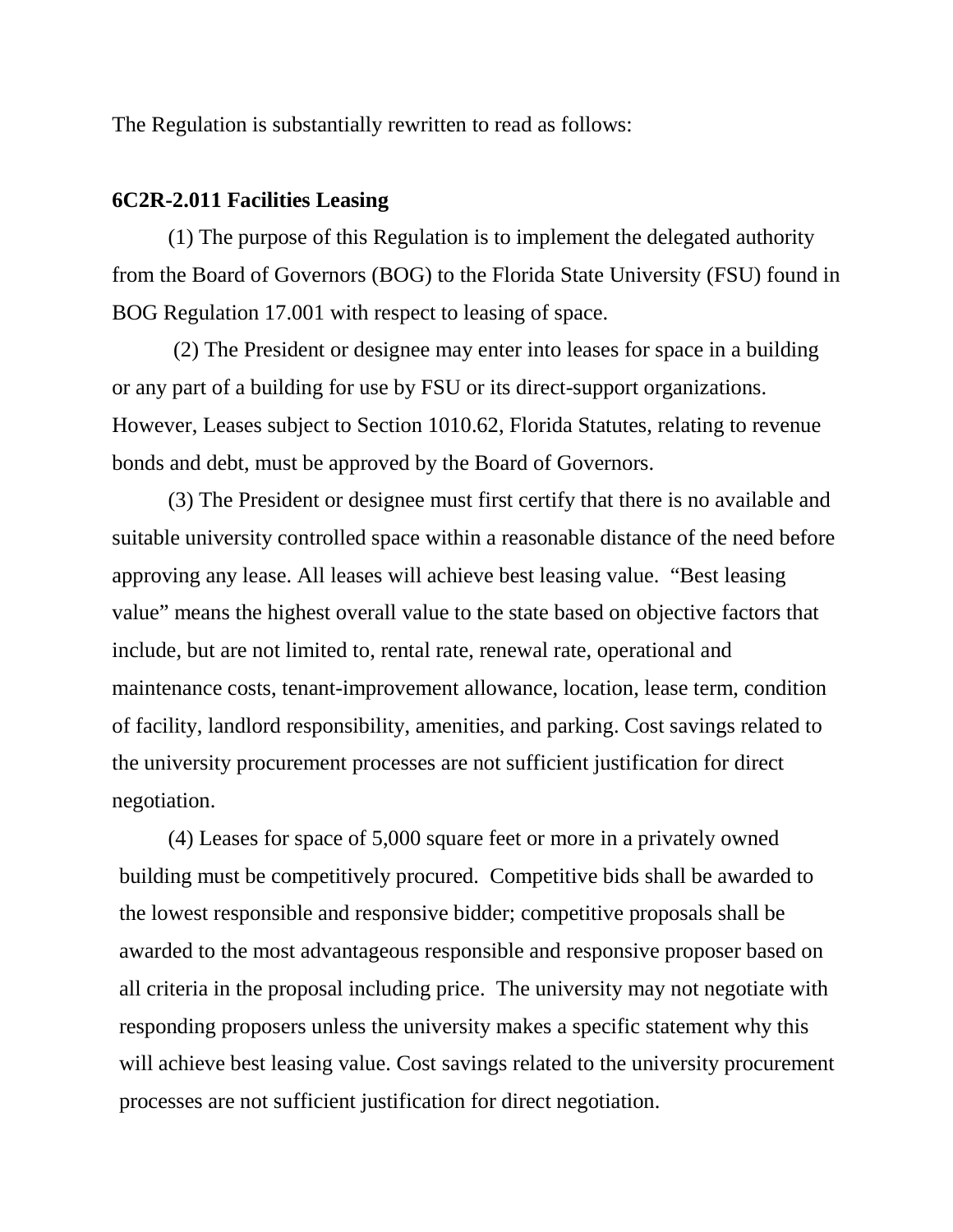The Regulation is substantially rewritten to read as follows:

**6C2R-2.011 Facilities Leasing**

(1) The purpose of this Regulation is to implement the delegated authority from the Board of Governors (BOG) to the Florida State University (FSU) found in BOG Regulation 17.001 with respect to leasing of space.

(2) The President or designee may enter into leases for space in a building or any part of a building for use by FSU or its direct-support organizations. However, Leases subject to Section 1010.62, Florida Statutes, relating to revenue bonds and debt, must be approved by the Board of Governors.

(3) The President or designee must first certify that there is no available and suitable university controlled space within a reasonable distance of the need before approving any lease. All leases will achieve best leasing value. "Best leasing value" means the highest overall value to the state based on objective factors that include, but are not limited to, rental rate, renewal rate, operational and maintenance costs, tenant-improvement allowance, location, lease term, condition of facility, landlord responsibility, amenities, and parking. Cost savings related to the university procurement processes are not sufficient justification for direct negotiation.

(4) Leases for space of 5,000 square feet or more in a privately owned building must be competitively procured. Competitive bids shall be awarded to the lowest responsible and responsive bidder; competitive proposals shall be awarded to the most advantageous responsible and responsive proposer based on all criteria in the proposal including price. The university may not negotiate with responding proposers unless the university makes a specific statement why this will achieve best leasing value. Cost savings related to the university procurement processes are not sufficient justification for direct negotiation.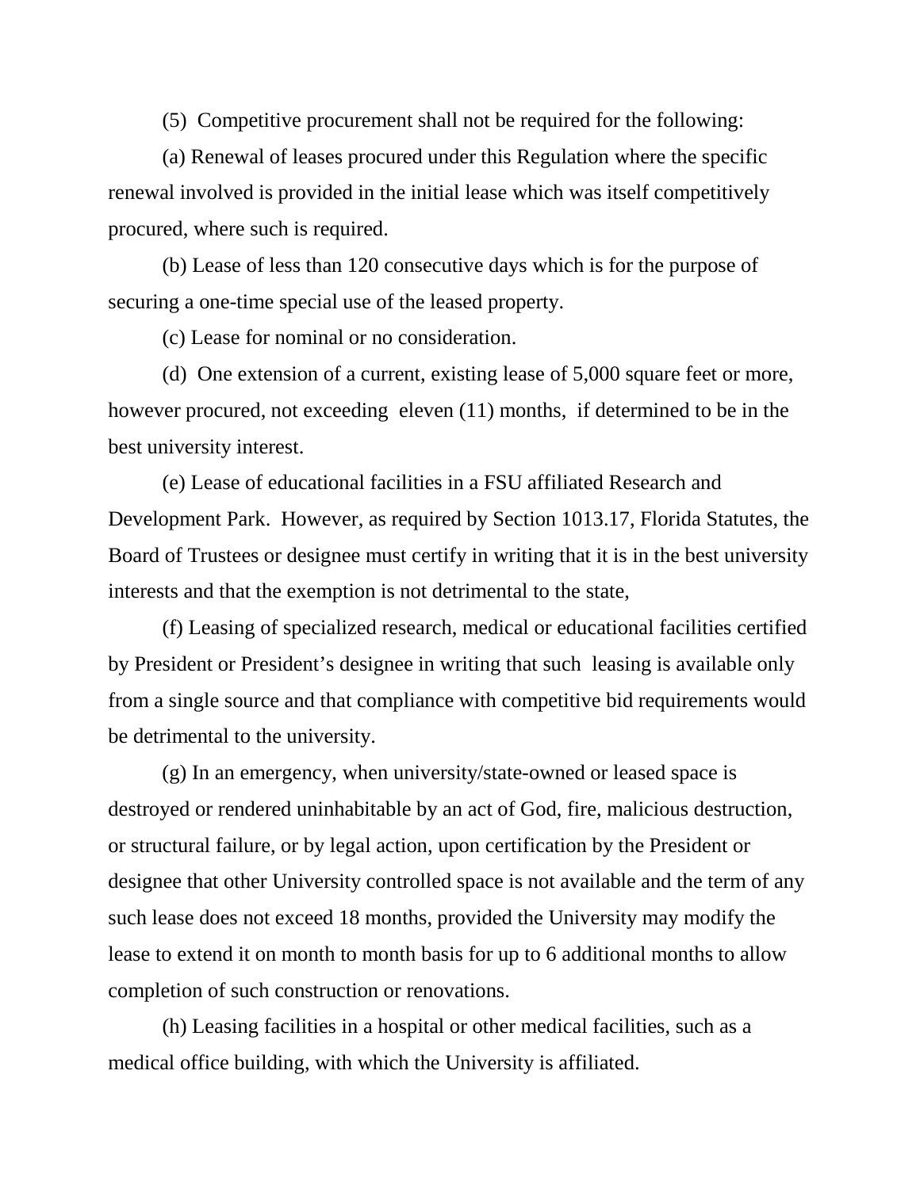(5) Competitive procurement shall not be required for the following:

(a) Renewal of leases procured under this Regulation where the specific renewal involved is provided in the initial lease which was itself competitively procured, where such is required.

(b) Lease of less than 120 consecutive days which is for the purpose of securing a one-time special use of the leased property.

(c) Lease for nominal or no consideration.

(d) One extension of a current, existing lease of 5,000 square feet or more, however procured, not exceeding eleven (11) months, if determined to be in the best university interest.

(e) Lease of educational facilities in a FSU affiliated Research and Development Park. However, as required by Section 1013.17, Florida Statutes, the Board of Trustees or designee must certify in writing that it is in the best university interests and that the exemption is not detrimental to the state,

(f) Leasing of specialized research, medical or educational facilities certified by President or President's designee in writing that such leasing is available only from a single source and that compliance with competitive bid requirements would be detrimental to the university.

(g) In an emergency, when university/state-owned or leased space is destroyed or rendered uninhabitable by an act of God, fire, malicious destruction, or structural failure, or by legal action, upon certification by the President or designee that other University controlled space is not available and the term of any such lease does not exceed 18 months, provided the University may modify the lease to extend it on month to month basis for up to 6 additional months to allow completion of such construction or renovations.

(h) Leasing facilities in a hospital or other medical facilities, such as a medical office building, with which the University is affiliated.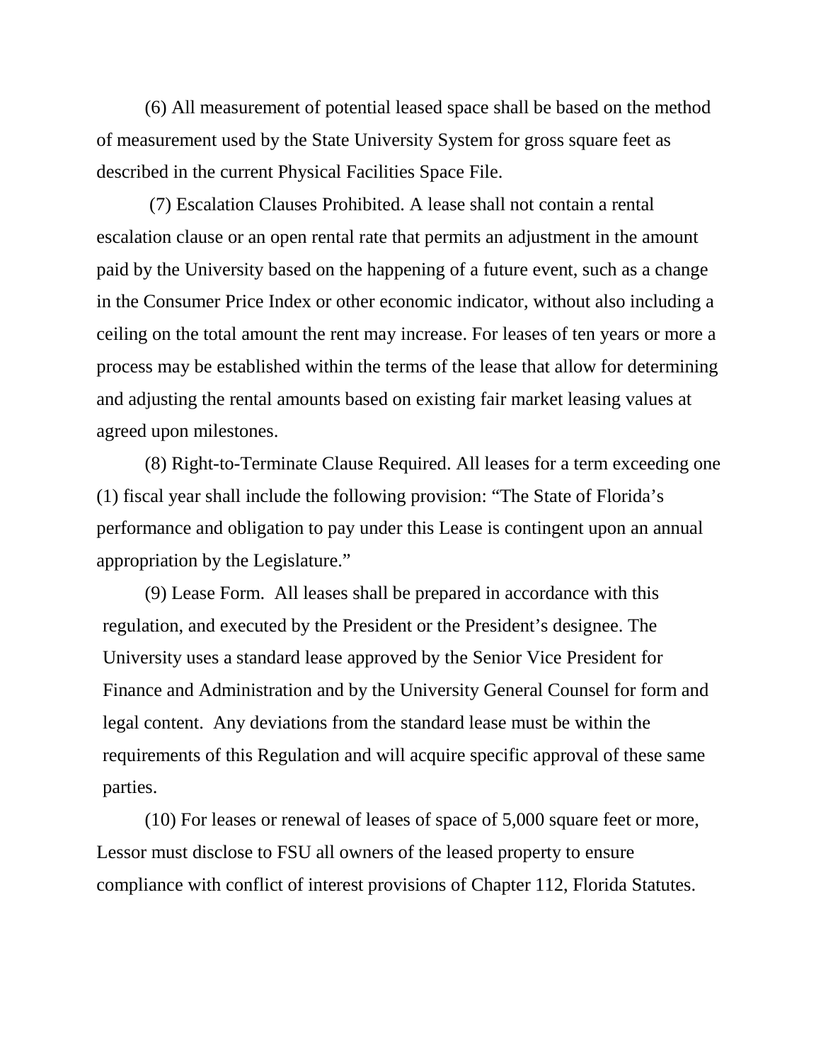(6) All measurement of potential leased space shall be based on the method of measurement used by the State University System for gross square feet as described in the current Physical Facilities Space File.

(7) Escalation Clauses Prohibited. A lease shall not contain a rental escalation clause or an open rental rate that permits an adjustment in the amount paid by the University based on the happening of a future event, such as a change in the Consumer Price Index or other economic indicator, without also including a ceiling on the total amount the rent may increase. For leases of ten years or more a process may be established within the terms of the lease that allow for determining and adjusting the rental amounts based on existing fair market leasing values at agreed upon milestones.

(8) Right-to-Terminate Clause Required. All leases for a term exceeding one (1) fiscal year shall include the following provision: "The State of Florida's performance and obligation to pay under this Lease is contingent upon an annual appropriation by the Legislature."

(9) Lease Form. All leases shall be prepared in accordance with this regulation, and executed by the President or the President's designee. The University uses a standard lease approved by the Senior Vice President for Finance and Administration and by the University General Counsel for form and legal content. Any deviations from the standard lease must be within the requirements of this Regulation and will acquire specific approval of these same parties.

(10) For leases or renewal of leases of space of 5,000 square feet or more, Lessor must disclose to FSU all owners of the leased property to ensure compliance with conflict of interest provisions of Chapter 112, Florida Statutes.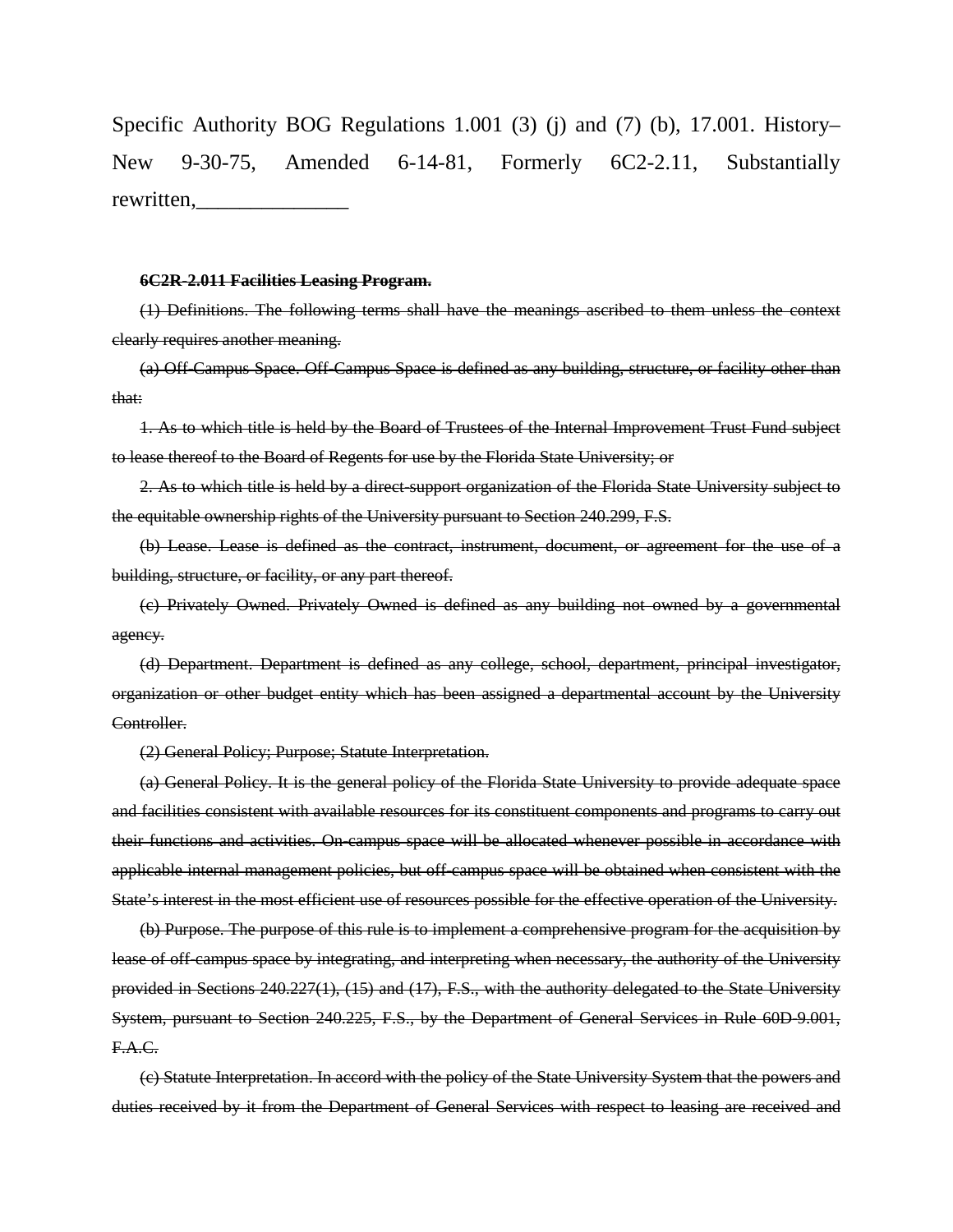Specific Authority BOG Regulations 1.001 (3) (j) and (7) (b), 17.001. History–New 9-30-75, Amended 6-14-81, Formerly 6C2-2.11, Substantially rewritten,_______________

~~**6C2R-2.011 Facilities Leasing Program.**~~

~~(1) Definitions. The following terms shall have the meanings ascribed to them unless the context clearly requires another meaning.~~

~~(a) Off-Campus Space. Off-Campus Space is defined as any building, structure, or facility other than that:~~

~~1. As to which title is held by the Board of Trustees of the Internal Improvement Trust Fund subject to lease thereof to the Board of Regents for use by the Florida State University; or~~

~~2. As to which title is held by a direct-support organization of the Florida State University subject to the equitable ownership rights of the University pursuant to Section 240.299, F.S.~~

~~(b) Lease. Lease is defined as the contract, instrument, document, or agreement for the use of a building, structure, or facility, or any part thereof.~~

~~(c) Privately Owned. Privately Owned is defined as any building not owned by a governmental agency.~~

~~(d) Department. Department is defined as any college, school, department, principal investigator, organization or other budget entity which has been assigned a departmental account by the University Controller.~~

~~(2) General Policy; Purpose; Statute Interpretation.~~

~~(a) General Policy. It is the general policy of the Florida State University to provide adequate space and facilities consistent with available resources for its constituent components and programs to carry out their functions and activities. On-campus space will be allocated whenever possible in accordance with applicable internal management policies, but off-campus space will be obtained when consistent with the State's interest in the most efficient use of resources possible for the effective operation of the University.~~

~~(b) Purpose. The purpose of this rule is to implement a comprehensive program for the acquisition by lease of off-campus space by integrating, and interpreting when necessary, the authority of the University provided in Sections 240.227(1), (15) and (17), F.S., with the authority delegated to the State University System, pursuant to Section 240.225, F.S., by the Department of General Services in Rule 60D-9.001, F.A.C.~~

~~(c) Statute Interpretation. In accord with the policy of the State University System that the powers and duties received by it from the Department of General Services with respect to leasing are received and~~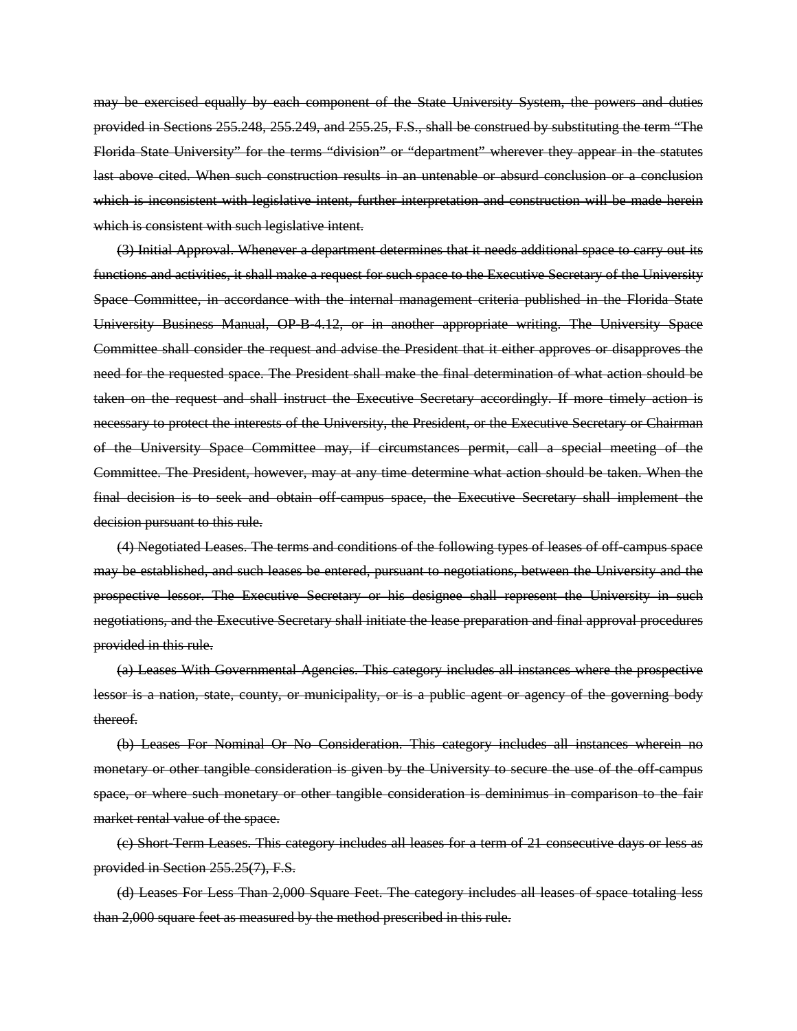~~may be exercised equally by each component of the State University System, the powers and duties provided in Sections 255.248, 255.249, and 255.25, F.S., shall be construed by substituting the term "The Florida State University" for the terms "division" or "department" wherever they appear in the statutes last above cited. When such construction results in an untenable or absurd conclusion or a conclusion which is inconsistent with legislative intent, further interpretation and construction will be made herein which is consistent with such legislative intent.~~

~~(3) Initial Approval. Whenever a department determines that it needs additional space to carry out its functions and activities, it shall make a request for such space to the Executive Secretary of the University Space Committee, in accordance with the internal management criteria published in the Florida State University Business Manual, OP-B-4.12, or in another appropriate writing. The University Space Committee shall consider the request and advise the President that it either approves or disapproves the need for the requested space. The President shall make the final determination of what action should be taken on the request and shall instruct the Executive Secretary accordingly. If more timely action is necessary to protect the interests of the University, the President, or the Executive Secretary or Chairman of the University Space Committee may, if circumstances permit, call a special meeting of the Committee. The President, however, may at any time determine what action should be taken. When the final decision is to seek and obtain off-campus space, the Executive Secretary shall implement the decision pursuant to this rule.~~

~~(4) Negotiated Leases. The terms and conditions of the following types of leases of off-campus space may be established, and such leases be entered, pursuant to negotiations, between the University and the prospective lessor. The Executive Secretary or his designee shall represent the University in such negotiations, and the Executive Secretary shall initiate the lease preparation and final approval procedures provided in this rule.~~

~~(a) Leases With Governmental Agencies. This category includes all instances where the prospective lessor is a nation, state, county, or municipality, or is a public agent or agency of the governing body thereof.~~

~~(b) Leases For Nominal Or No Consideration. This category includes all instances wherein no monetary or other tangible consideration is given by the University to secure the use of the off-campus space, or where such monetary or other tangible consideration is deminimus in comparison to the fair market rental value of the space.~~

~~(c) Short-Term Leases. This category includes all leases for a term of 21 consecutive days or less as provided in Section 255.25(7), F.S.~~

~~(d) Leases For Less Than 2,000 Square Feet. The category includes all leases of space totaling less than 2,000 square feet as measured by the method prescribed in this rule.~~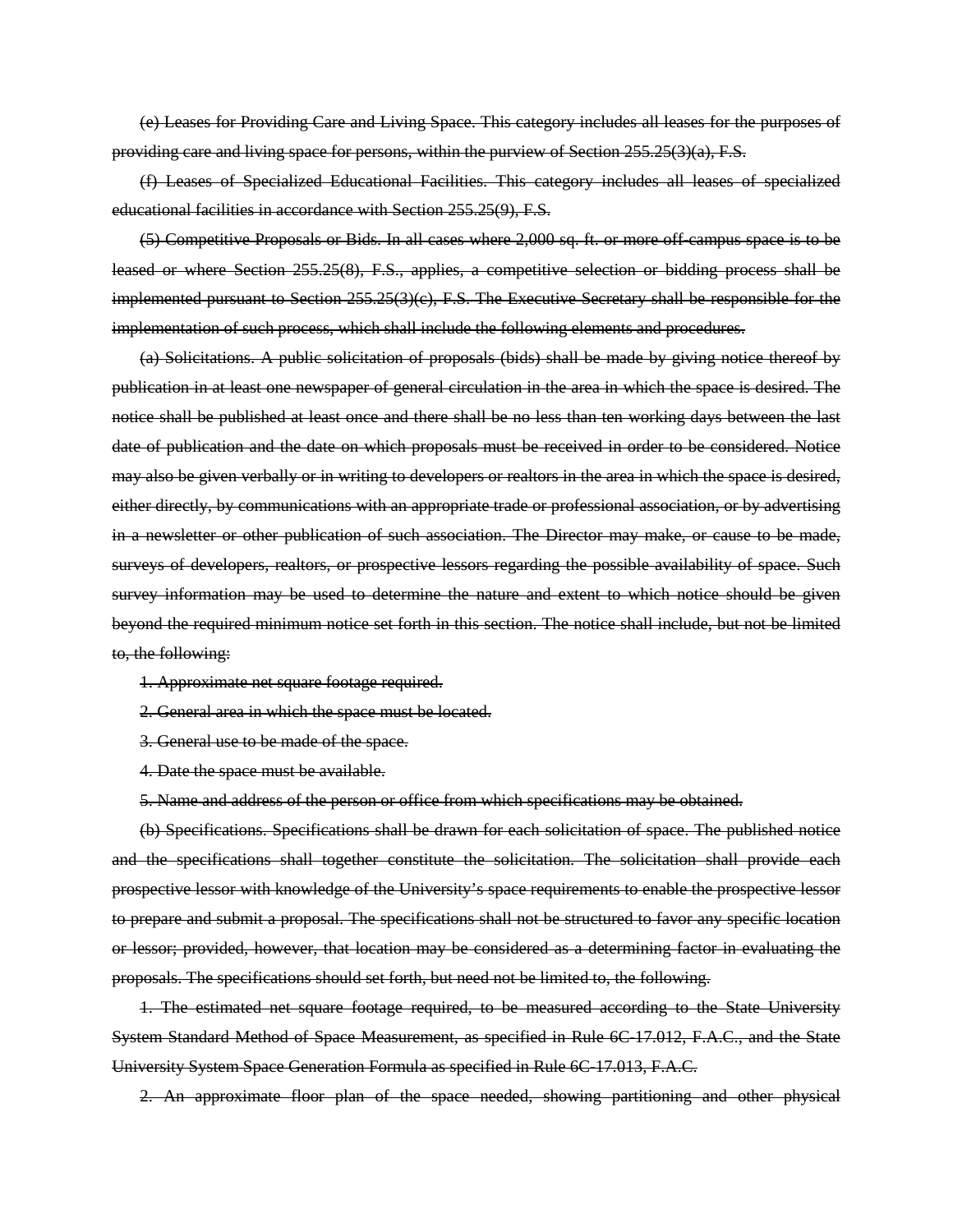~~(e) Leases for Providing Care and Living Space. This category includes all leases for the purposes of providing care and living space for persons, within the purview of Section 255.25(3)(a), F.S.~~

~~(f) Leases of Specialized Educational Facilities. This category includes all leases of specialized educational facilities in accordance with Section 255.25(9), F.S.~~

~~(5) Competitive Proposals or Bids. In all cases where 2,000 sq. ft. or more off-campus space is to be leased or where Section 255.25(8), F.S., applies, a competitive selection or bidding process shall be implemented pursuant to Section 255.25(3)(c), F.S. The Executive Secretary shall be responsible for the implementation of such process, which shall include the following elements and procedures.~~

~~(a) Solicitations. A public solicitation of proposals (bids) shall be made by giving notice thereof by publication in at least one newspaper of general circulation in the area in which the space is desired. The notice shall be published at least once and there shall be no less than ten working days between the last date of publication and the date on which proposals must be received in order to be considered. Notice may also be given verbally or in writing to developers or realtors in the area in which the space is desired, either directly, by communications with an appropriate trade or professional association, or by advertising in a newsletter or other publication of such association. The Director may make, or cause to be made, surveys of developers, realtors, or prospective lessors regarding the possible availability of space. Such survey information may be used to determine the nature and extent to which notice should be given beyond the required minimum notice set forth in this section. The notice shall include, but not be limited to, the following:~~

~~1. Approximate net square footage required.~~

~~2. General area in which the space must be located.~~

~~3. General use to be made of the space.~~

~~4. Date the space must be available.~~

~~5. Name and address of the person or office from which specifications may be obtained.~~

~~(b) Specifications. Specifications shall be drawn for each solicitation of space. The published notice and the specifications shall together constitute the solicitation. The solicitation shall provide each prospective lessor with knowledge of the University's space requirements to enable the prospective lessor to prepare and submit a proposal. The specifications shall not be structured to favor any specific location or lessor; provided, however, that location may be considered as a determining factor in evaluating the proposals. The specifications should set forth, but need not be limited to, the following.~~

~~1. The estimated net square footage required, to be measured according to the State University System Standard Method of Space Measurement, as specified in Rule 6C-17.012, F.A.C., and the State University System Space Generation Formula as specified in Rule 6C-17.013, F.A.C.~~

~~2. An approximate floor plan of the space needed, showing partitioning and other physical~~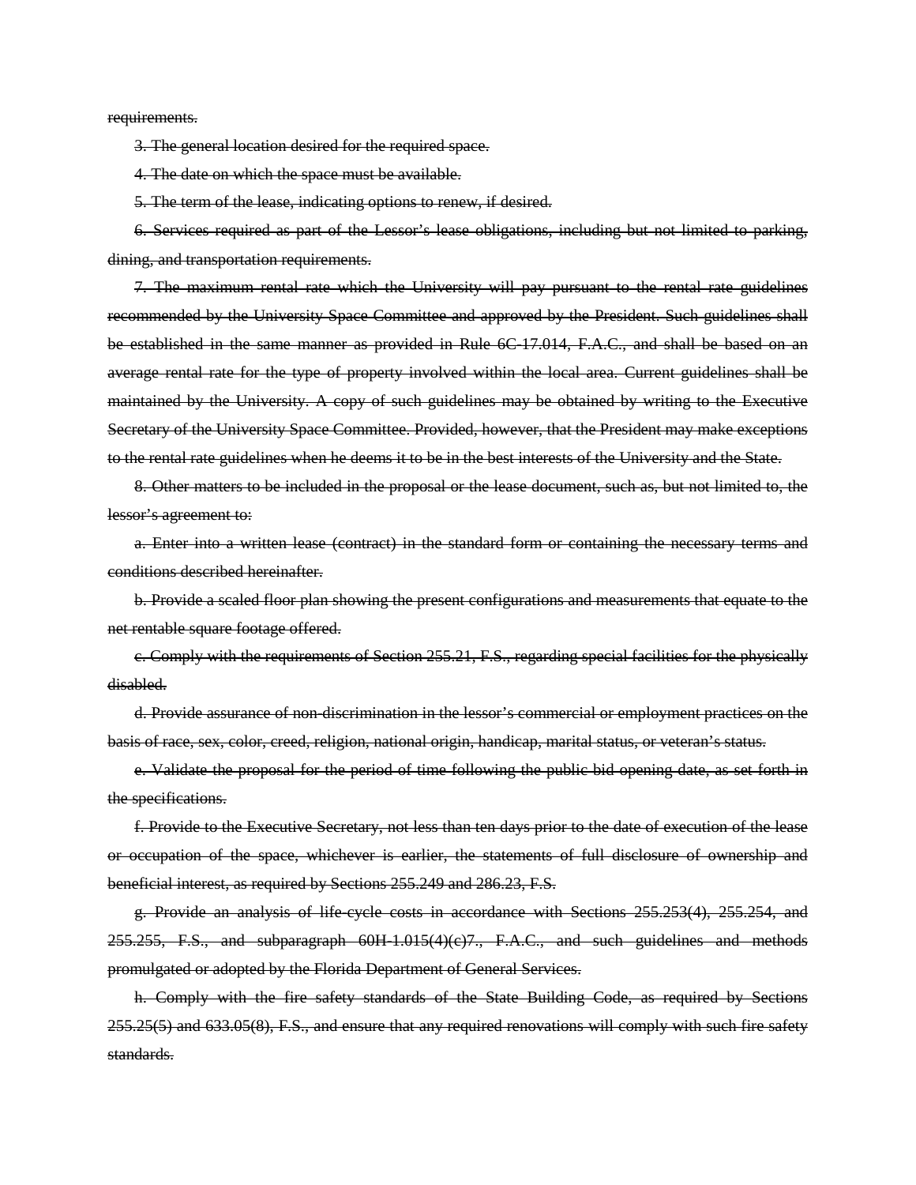~~requirements.~~

~~3. The general location desired for the required space.~~

~~4. The date on which the space must be available.~~

~~5. The term of the lease, indicating options to renew, if desired.~~

~~6. Services required as part of the Lessor's lease obligations, including but not limited to parking, dining, and transportation requirements.~~

~~7. The maximum rental rate which the University will pay pursuant to the rental rate guidelines recommended by the University Space Committee and approved by the President. Such guidelines shall be established in the same manner as provided in Rule 6C-17.014, F.A.C., and shall be based on an average rental rate for the type of property involved within the local area. Current guidelines shall be maintained by the University. A copy of such guidelines may be obtained by writing to the Executive Secretary of the University Space Committee. Provided, however, that the President may make exceptions to the rental rate guidelines when he deems it to be in the best interests of the University and the State.~~

~~8. Other matters to be included in the proposal or the lease document, such as, but not limited to, the lessor's agreement to:~~

~~a. Enter into a written lease (contract) in the standard form or containing the necessary terms and conditions described hereinafter.~~

~~b. Provide a scaled floor plan showing the present configurations and measurements that equate to the net rentable square footage offered.~~

~~c. Comply with the requirements of Section 255.21, F.S., regarding special facilities for the physically disabled.~~

~~d. Provide assurance of non-discrimination in the lessor's commercial or employment practices on the basis of race, sex, color, creed, religion, national origin, handicap, marital status, or veteran's status.~~

~~e. Validate the proposal for the period of time following the public bid opening date, as set forth in the specifications.~~

~~f. Provide to the Executive Secretary, not less than ten days prior to the date of execution of the lease or occupation of the space, whichever is earlier, the statements of full disclosure of ownership and beneficial interest, as required by Sections 255.249 and 286.23, F.S.~~

~~g. Provide an analysis of life-cycle costs in accordance with Sections 255.253(4), 255.254, and 255.255, F.S., and subparagraph 60H-1.015(4)(c)7., F.A.C., and such guidelines and methods promulgated or adopted by the Florida Department of General Services.~~

~~h. Comply with the fire safety standards of the State Building Code, as required by Sections 255.25(5) and 633.05(8), F.S., and ensure that any required renovations will comply with such fire safety standards.~~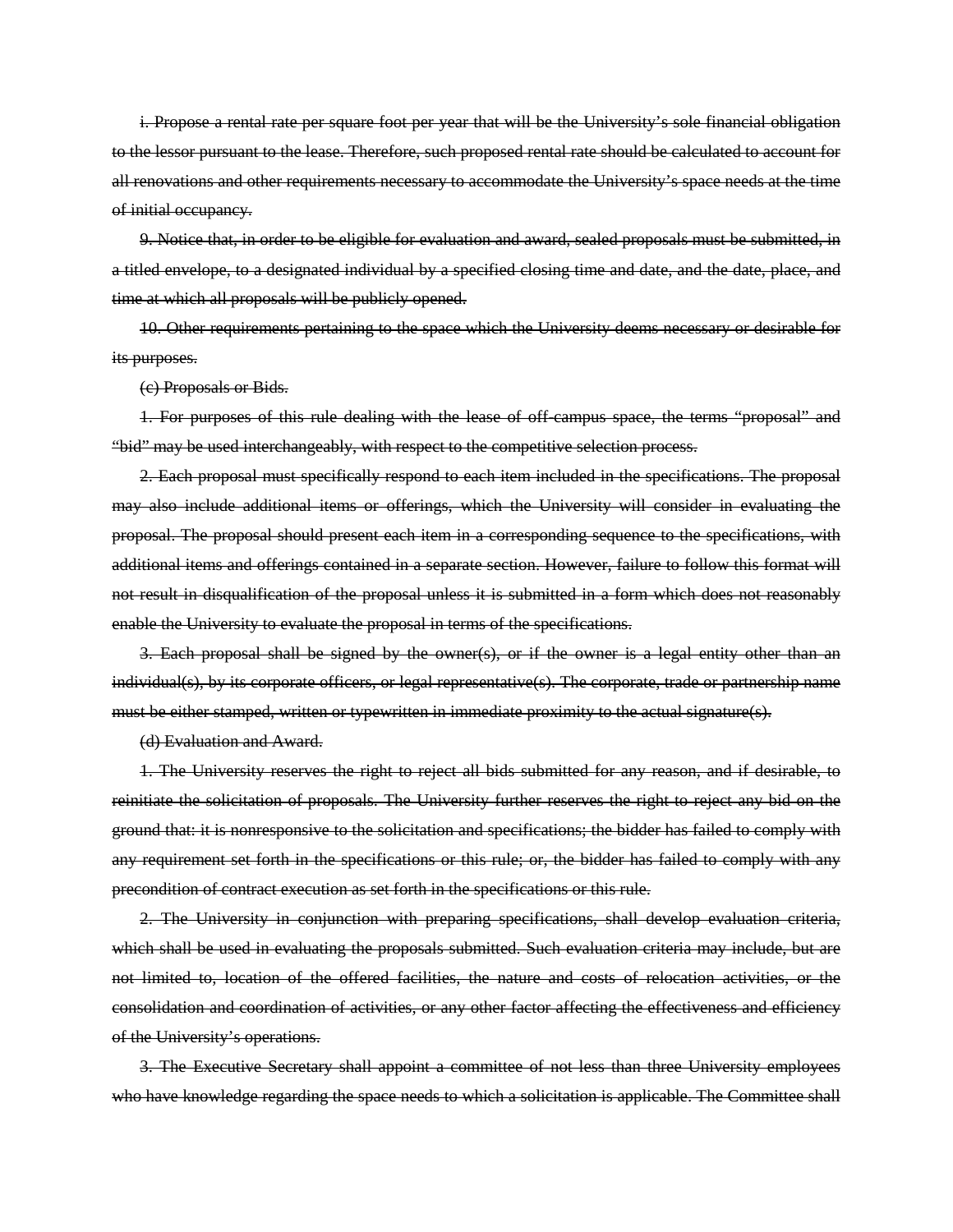~~i. Propose a rental rate per square foot per year that will be the University's sole financial obligation to the lessor pursuant to the lease. Therefore, such proposed rental rate should be calculated to account for all renovations and other requirements necessary to accommodate the University's space needs at the time of initial occupancy.~~

~~9. Notice that, in order to be eligible for evaluation and award, sealed proposals must be submitted, in a titled envelope, to a designated individual by a specified closing time and date, and the date, place, and time at which all proposals will be publicly opened.~~

~~10. Other requirements pertaining to the space which the University deems necessary or desirable for its purposes.~~

~~(c) Proposals or Bids.~~

~~1. For purposes of this rule dealing with the lease of off-campus space, the terms "proposal" and "bid" may be used interchangeably, with respect to the competitive selection process.~~

~~2. Each proposal must specifically respond to each item included in the specifications. The proposal may also include additional items or offerings, which the University will consider in evaluating the proposal. The proposal should present each item in a corresponding sequence to the specifications, with additional items and offerings contained in a separate section. However, failure to follow this format will not result in disqualification of the proposal unless it is submitted in a form which does not reasonably enable the University to evaluate the proposal in terms of the specifications.~~

~~3. Each proposal shall be signed by the owner(s), or if the owner is a legal entity other than an individual(s), by its corporate officers, or legal representative(s). The corporate, trade or partnership name must be either stamped, written or typewritten in immediate proximity to the actual signature(s).~~

~~(d) Evaluation and Award.~~

~~1. The University reserves the right to reject all bids submitted for any reason, and if desirable, to reinitiate the solicitation of proposals. The University further reserves the right to reject any bid on the ground that: it is nonresponsive to the solicitation and specifications; the bidder has failed to comply with any requirement set forth in the specifications or this rule; or, the bidder has failed to comply with any precondition of contract execution as set forth in the specifications or this rule.~~

~~2. The University in conjunction with preparing specifications, shall develop evaluation criteria, which shall be used in evaluating the proposals submitted. Such evaluation criteria may include, but are not limited to, location of the offered facilities, the nature and costs of relocation activities, or the consolidation and coordination of activities, or any other factor affecting the effectiveness and efficiency of the University's operations.~~

~~3. The Executive Secretary shall appoint a committee of not less than three University employees who have knowledge regarding the space needs to which a solicitation is applicable. The Committee shall~~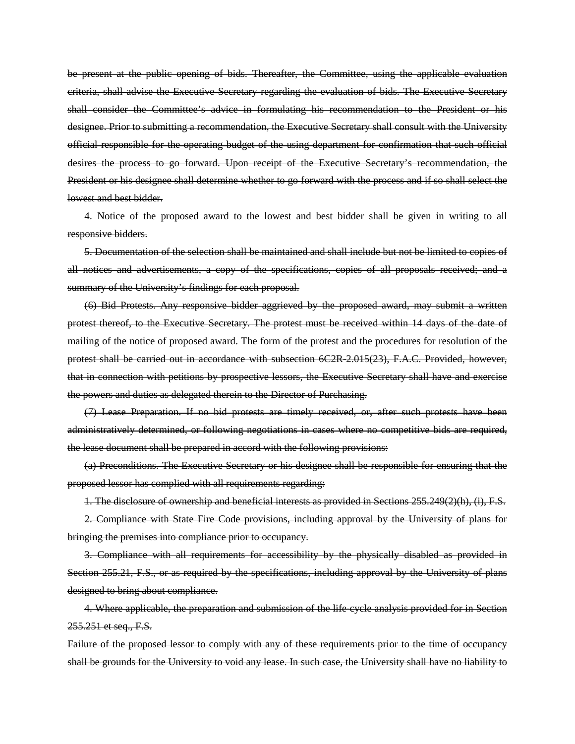~~be present at the public opening of bids. Thereafter, the Committee, using the applicable evaluation criteria, shall advise the Executive Secretary regarding the evaluation of bids. The Executive Secretary shall consider the Committee's advice in formulating his recommendation to the President or his designee. Prior to submitting a recommendation, the Executive Secretary shall consult with the University official responsible for the operating budget of the using department for confirmation that such official desires the process to go forward. Upon receipt of the Executive Secretary's recommendation, the President or his designee shall determine whether to go forward with the process and if so shall select the lowest and best bidder.~~

~~4. Notice of the proposed award to the lowest and best bidder shall be given in writing to all responsive bidders.~~

~~5. Documentation of the selection shall be maintained and shall include but not be limited to copies of all notices and advertisements, a copy of the specifications, copies of all proposals received; and a summary of the University's findings for each proposal.~~

~~(6) Bid Protests. Any responsive bidder aggrieved by the proposed award, may submit a written protest thereof, to the Executive Secretary. The protest must be received within 14 days of the date of mailing of the notice of proposed award. The form of the protest and the procedures for resolution of the protest shall be carried out in accordance with subsection 6C2R-2.015(23), F.A.C. Provided, however, that in connection with petitions by prospective lessors, the Executive Secretary shall have and exercise the powers and duties as delegated therein to the Director of Purchasing.~~

~~(7) Lease Preparation. If no bid protests are timely received, or, after such protests have been administratively determined, or following negotiations in cases where no competitive bids are required, the lease document shall be prepared in accord with the following provisions:~~

~~(a) Preconditions. The Executive Secretary or his designee shall be responsible for ensuring that the proposed lessor has complied with all requirements regarding:~~

~~1. The disclosure of ownership and beneficial interests as provided in Sections 255.249(2)(h), (i), F.S.~~

~~2. Compliance with State Fire Code provisions, including approval by the University of plans for bringing the premises into compliance prior to occupancy.~~

~~3. Compliance with all requirements for accessibility by the physically disabled as provided in Section 255.21, F.S., or as required by the specifications, including approval by the University of plans designed to bring about compliance.~~

~~4. Where applicable, the preparation and submission of the life-cycle analysis provided for in Section 255.251 et seq., F.S.~~

~~Failure of the proposed lessor to comply with any of these requirements prior to the time of occupancy shall be grounds for the University to void any lease. In such case, the University shall have no liability to~~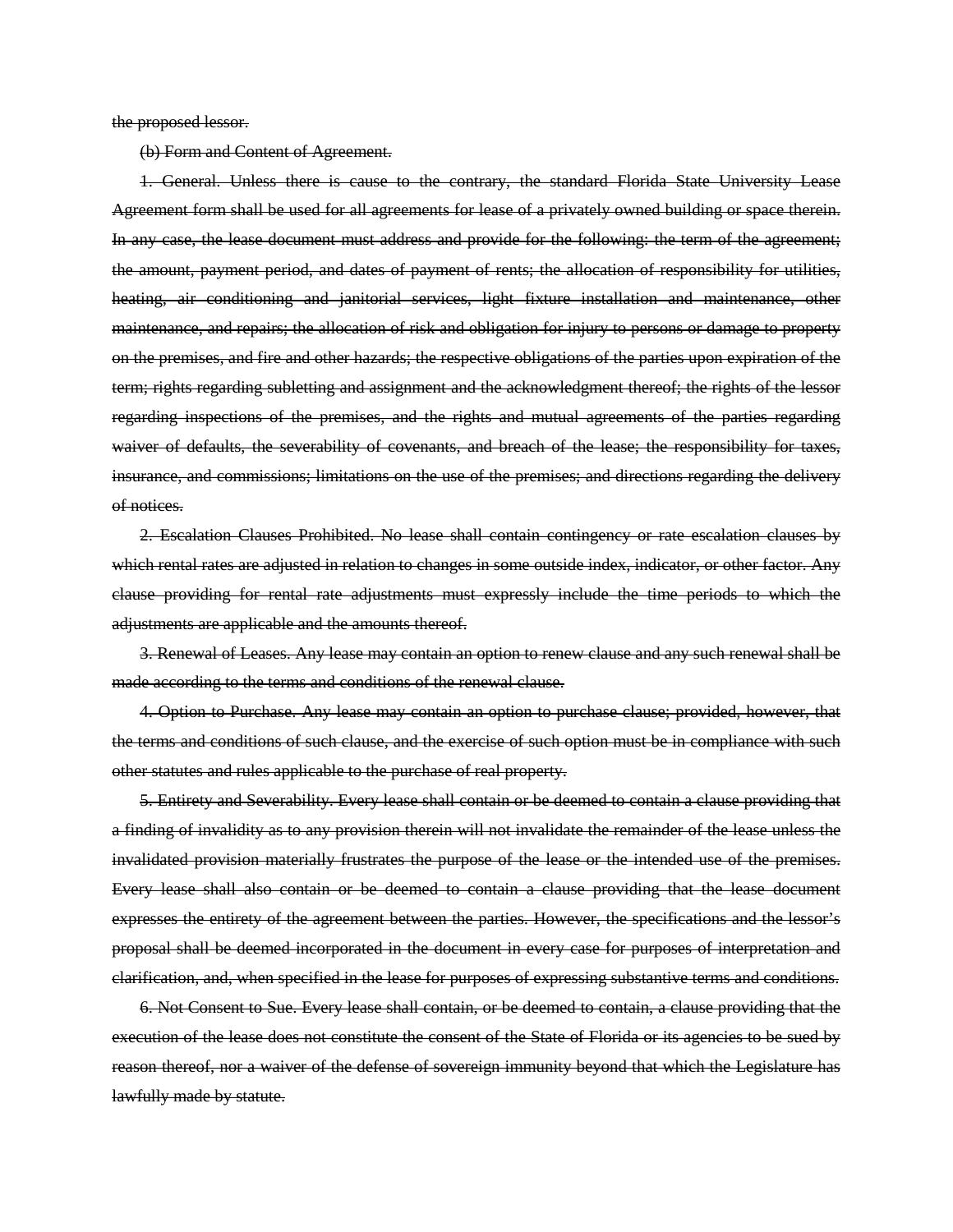~~the proposed lessor.~~

~~(b) Form and Content of Agreement.~~

~~1. General. Unless there is cause to the contrary, the standard Florida State University Lease Agreement form shall be used for all agreements for lease of a privately owned building or space therein. In any case, the lease document must address and provide for the following: the term of the agreement; the amount, payment period, and dates of payment of rents; the allocation of responsibility for utilities, heating, air conditioning and janitorial services, light fixture installation and maintenance, other maintenance, and repairs; the allocation of risk and obligation for injury to persons or damage to property on the premises, and fire and other hazards; the respective obligations of the parties upon expiration of the term; rights regarding subletting and assignment and the acknowledgment thereof; the rights of the lessor regarding inspections of the premises, and the rights and mutual agreements of the parties regarding waiver of defaults, the severability of covenants, and breach of the lease; the responsibility for taxes, insurance, and commissions; limitations on the use of the premises; and directions regarding the delivery of notices.~~

~~2. Escalation Clauses Prohibited. No lease shall contain contingency or rate escalation clauses by which rental rates are adjusted in relation to changes in some outside index, indicator, or other factor. Any clause providing for rental rate adjustments must expressly include the time periods to which the adjustments are applicable and the amounts thereof.~~

~~3. Renewal of Leases. Any lease may contain an option to renew clause and any such renewal shall be made according to the terms and conditions of the renewal clause.~~

~~4. Option to Purchase. Any lease may contain an option to purchase clause; provided, however, that the terms and conditions of such clause, and the exercise of such option must be in compliance with such other statutes and rules applicable to the purchase of real property.~~

~~5. Entirety and Severability. Every lease shall contain or be deemed to contain a clause providing that a finding of invalidity as to any provision therein will not invalidate the remainder of the lease unless the invalidated provision materially frustrates the purpose of the lease or the intended use of the premises. Every lease shall also contain or be deemed to contain a clause providing that the lease document expresses the entirety of the agreement between the parties. However, the specifications and the lessor's proposal shall be deemed incorporated in the document in every case for purposes of interpretation and clarification, and, when specified in the lease for purposes of expressing substantive terms and conditions.~~

~~6. Not Consent to Sue. Every lease shall contain, or be deemed to contain, a clause providing that the execution of the lease does not constitute the consent of the State of Florida or its agencies to be sued by reason thereof, nor a waiver of the defense of sovereign immunity beyond that which the Legislature has lawfully made by statute.~~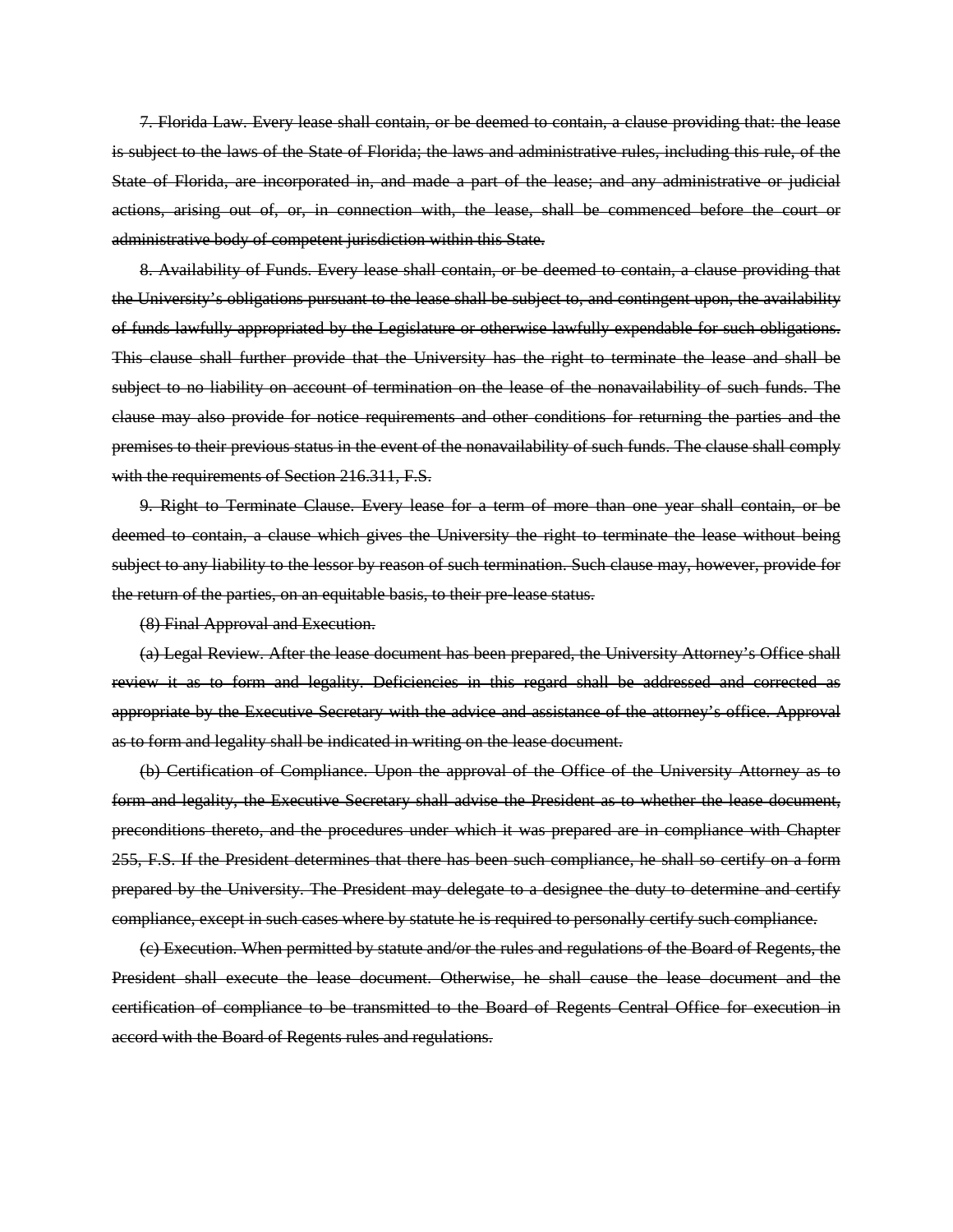~~7. Florida Law. Every lease shall contain, or be deemed to contain, a clause providing that: the lease is subject to the laws of the State of Florida; the laws and administrative rules, including this rule, of the State of Florida, are incorporated in, and made a part of the lease; and any administrative or judicial actions, arising out of, or, in connection with, the lease, shall be commenced before the court or administrative body of competent jurisdiction within this State.~~

~~8. Availability of Funds. Every lease shall contain, or be deemed to contain, a clause providing that the University's obligations pursuant to the lease shall be subject to, and contingent upon, the availability of funds lawfully appropriated by the Legislature or otherwise lawfully expendable for such obligations. This clause shall further provide that the University has the right to terminate the lease and shall be subject to no liability on account of termination on the lease of the nonavailability of such funds. The clause may also provide for notice requirements and other conditions for returning the parties and the premises to their previous status in the event of the nonavailability of such funds. The clause shall comply with the requirements of Section 216.311, F.S.~~

~~9. Right to Terminate Clause. Every lease for a term of more than one year shall contain, or be deemed to contain, a clause which gives the University the right to terminate the lease without being subject to any liability to the lessor by reason of such termination. Such clause may, however, provide for the return of the parties, on an equitable basis, to their pre-lease status.~~

~~(8) Final Approval and Execution.~~

~~(a) Legal Review. After the lease document has been prepared, the University Attorney's Office shall review it as to form and legality. Deficiencies in this regard shall be addressed and corrected as appropriate by the Executive Secretary with the advice and assistance of the attorney's office. Approval as to form and legality shall be indicated in writing on the lease document.~~

~~(b) Certification of Compliance. Upon the approval of the Office of the University Attorney as to form and legality, the Executive Secretary shall advise the President as to whether the lease document, preconditions thereto, and the procedures under which it was prepared are in compliance with Chapter 255, F.S. If the President determines that there has been such compliance, he shall so certify on a form prepared by the University. The President may delegate to a designee the duty to determine and certify compliance, except in such cases where by statute he is required to personally certify such compliance.~~

~~(c) Execution. When permitted by statute and/or the rules and regulations of the Board of Regents, the President shall execute the lease document. Otherwise, he shall cause the lease document and the certification of compliance to be transmitted to the Board of Regents Central Office for execution in accord with the Board of Regents rules and regulations.~~